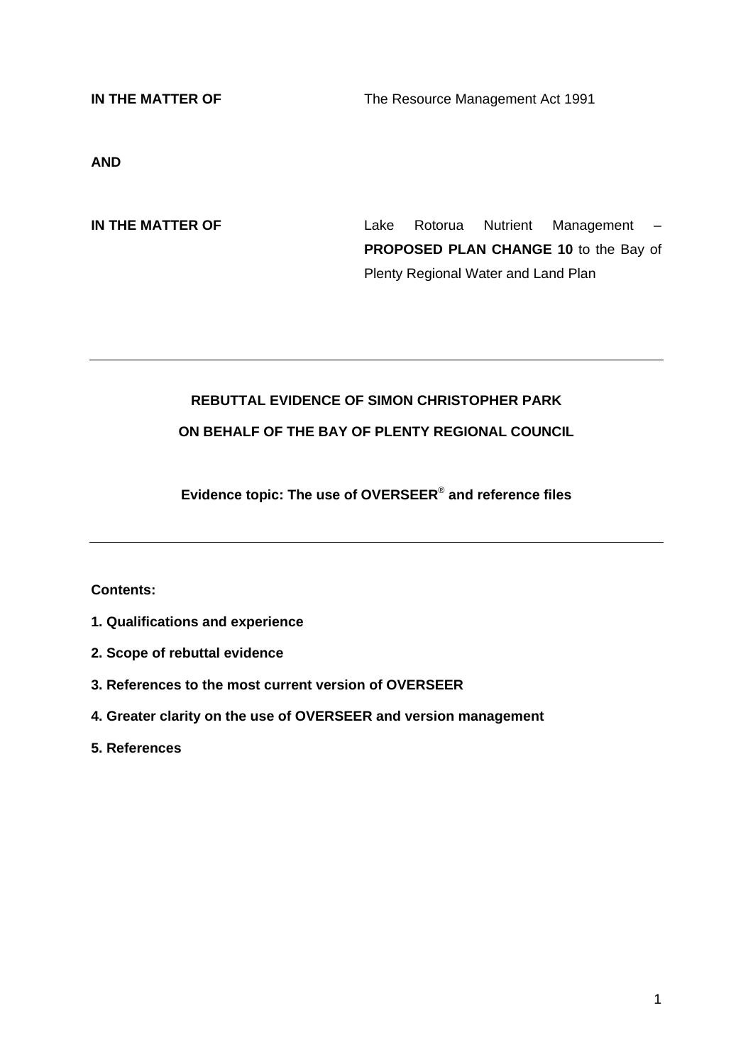**IN THE MATTER OF** The Resource Management Act 1991

**AND**

**IN THE MATTER OF** Lake Rotorua Nutrient Management – **PROPOSED PLAN CHANGE 10** to the Bay of Plenty Regional Water and Land Plan

---

**REBUTTAL EVIDENCE OF SIMON CHRISTOPHER PARK**

**ON BEHALF OF THE BAY OF PLENTY REGIONAL COUNCIL**

**Evidence topic: The use of OVERSEER® and reference files**

---

**Contents:**

**1. Qualifications and experience**

**2. Scope of rebuttal evidence**

**3. References to the most current version of OVERSEER**

**4. Greater clarity on the use of OVERSEER and version management**

**5. References**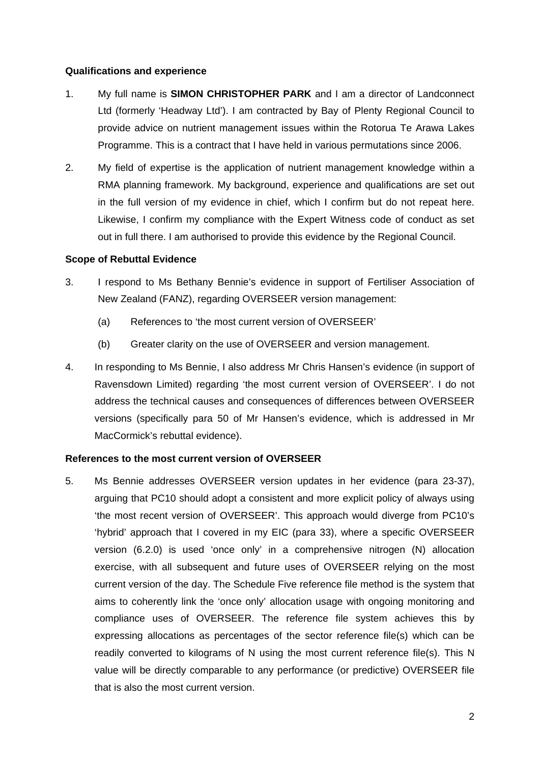**Qualifications and experience**

1. My full name is **SIMON CHRISTOPHER PARK** and I am a director of Landconnect Ltd (formerly 'Headway Ltd'). I am contracted by Bay of Plenty Regional Council to provide advice on nutrient management issues within the Rotorua Te Arawa Lakes Programme. This is a contract that I have held in various permutations since 2006.

2. My field of expertise is the application of nutrient management knowledge within a RMA planning framework. My background, experience and qualifications are set out in the full version of my evidence in chief, which I confirm but do not repeat here. Likewise, I confirm my compliance with the Expert Witness code of conduct as set out in full there. I am authorised to provide this evidence by the Regional Council.

**Scope of Rebuttal Evidence**

3. I respond to Ms Bethany Bennie's evidence in support of Fertiliser Association of New Zealand (FANZ), regarding OVERSEER version management:

   (a) References to 'the most current version of OVERSEER'

   (b) Greater clarity on the use of OVERSEER and version management.

4. In responding to Ms Bennie, I also address Mr Chris Hansen's evidence (in support of Ravensdown Limited) regarding 'the most current version of OVERSEER'. I do not address the technical causes and consequences of differences between OVERSEER versions (specifically para 50 of Mr Hansen's evidence, which is addressed in Mr MacCormick's rebuttal evidence).

**References to the most current version of OVERSEER**

5. Ms Bennie addresses OVERSEER version updates in her evidence (para 23-37), arguing that PC10 should adopt a consistent and more explicit policy of always using 'the most recent version of OVERSEER'. This approach would diverge from PC10's 'hybrid' approach that I covered in my EIC (para 33), where a specific OVERSEER version (6.2.0) is used 'once only' in a comprehensive nitrogen (N) allocation exercise, with all subsequent and future uses of OVERSEER relying on the most current version of the day. The Schedule Five reference file method is the system that aims to coherently link the 'once only' allocation usage with ongoing monitoring and compliance uses of OVERSEER. The reference file system achieves this by expressing allocations as percentages of the sector reference file(s) which can be readily converted to kilograms of N using the most current reference file(s). This N value will be directly comparable to any performance (or predictive) OVERSEER file that is also the most current version.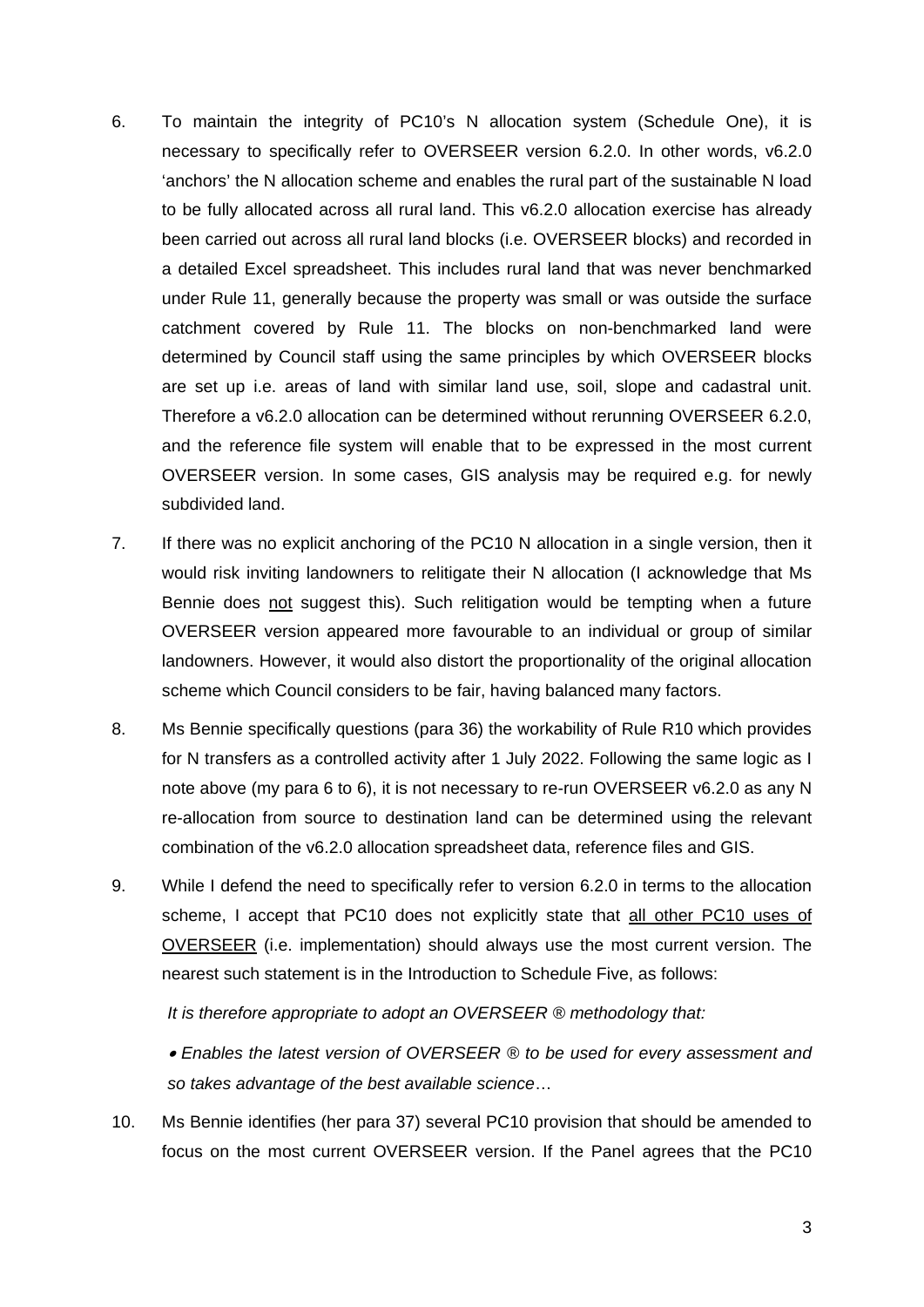6. To maintain the integrity of PC10's N allocation system (Schedule One), it is necessary to specifically refer to OVERSEER version 6.2.0. In other words, v6.2.0 'anchors' the N allocation scheme and enables the rural part of the sustainable N load to be fully allocated across all rural land. This v6.2.0 allocation exercise has already been carried out across all rural land blocks (i.e. OVERSEER blocks) and recorded in a detailed Excel spreadsheet. This includes rural land that was never benchmarked under Rule 11, generally because the property was small or was outside the surface catchment covered by Rule 11. The blocks on non-benchmarked land were determined by Council staff using the same principles by which OVERSEER blocks are set up i.e. areas of land with similar land use, soil, slope and cadastral unit. Therefore a v6.2.0 allocation can be determined without rerunning OVERSEER 6.2.0, and the reference file system will enable that to be expressed in the most current OVERSEER version. In some cases, GIS analysis may be required e.g. for newly subdivided land.

7. If there was no explicit anchoring of the PC10 N allocation in a single version, then it would risk inviting landowners to relitigate their N allocation (I acknowledge that Ms Bennie does <u>not</u> suggest this). Such relitigation would be tempting when a future OVERSEER version appeared more favourable to an individual or group of similar landowners. However, it would also distort the proportionality of the original allocation scheme which Council considers to be fair, having balanced many factors.

8. Ms Bennie specifically questions (para 36) the workability of Rule R10 which provides for N transfers as a controlled activity after 1 July 2022. Following the same logic as I note above (my para 6 to 6), it is not necessary to re-run OVERSEER v6.2.0 as any N re-allocation from source to destination land can be determined using the relevant combination of the v6.2.0 allocation spreadsheet data, reference files and GIS.

9. While I defend the need to specifically refer to version 6.2.0 in terms to the allocation scheme, I accept that PC10 does not explicitly state that <u>all other PC10 uses of OVERSEER</u> (i.e. implementation) should always use the most current version. The nearest such statement is in the Introduction to Schedule Five, as follows:

   *It is therefore appropriate to adopt an OVERSEER ® methodology that:*

   - *Enables the latest version of OVERSEER ® to be used for every assessment and so takes advantage of the best available science…*

10. Ms Bennie identifies (her para 37) several PC10 provision that should be amended to focus on the most current OVERSEER version. If the Panel agrees that the PC10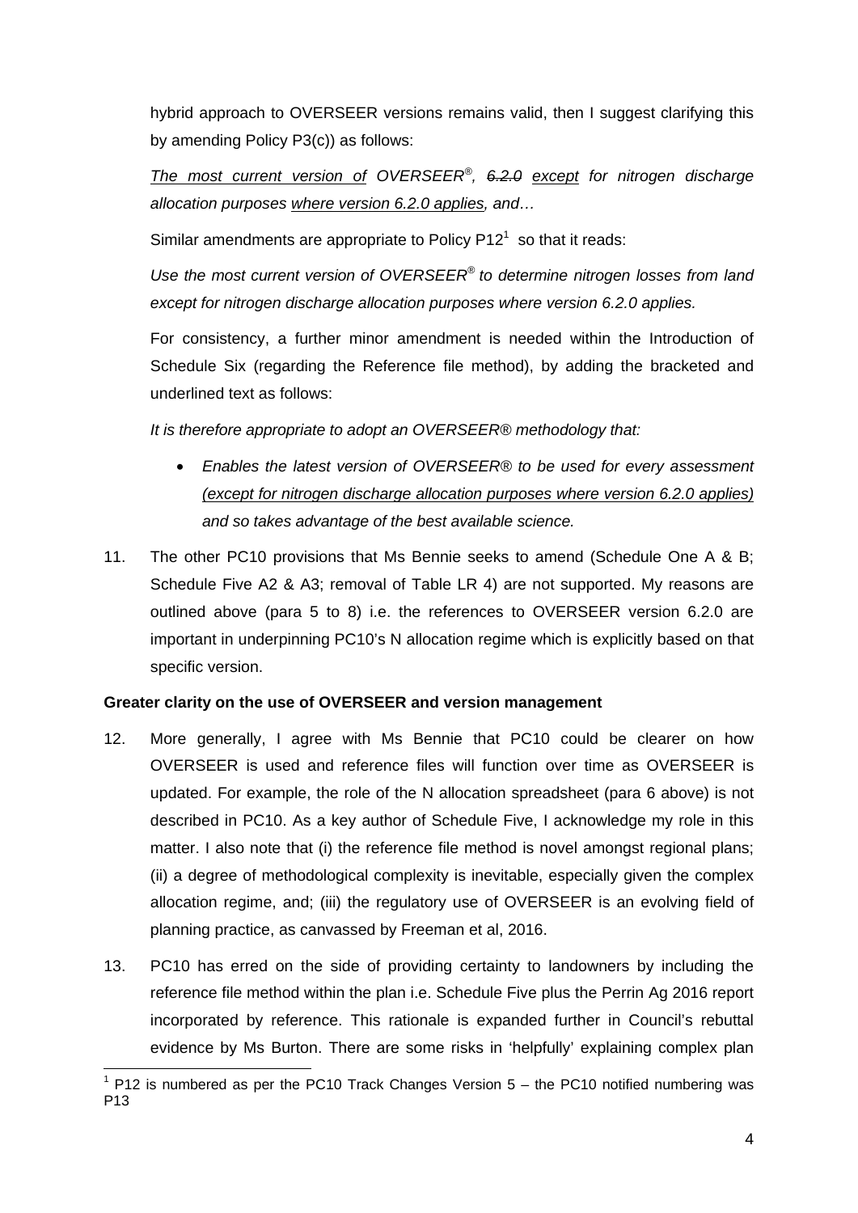hybrid approach to OVERSEER versions remains valid, then I suggest clarifying this by amending Policy P3(c)) as follows:

*<u>The most current version of</u> OVERSEER®, ~~6.2.0~~ <u>except</u> for nitrogen discharge allocation purposes <u>where version 6.2.0 applies</u>, and…*

Similar amendments are appropriate to Policy P12[1] so that it reads:

*Use the most current version of OVERSEER® to determine nitrogen losses from land except for nitrogen discharge allocation purposes where version 6.2.0 applies.*

For consistency, a further minor amendment is needed within the Introduction of Schedule Six (regarding the Reference file method), by adding the bracketed and underlined text as follows:

*It is therefore appropriate to adopt an OVERSEER® methodology that:*

- *Enables the latest version of OVERSEER® to be used for every assessment <u>(except for nitrogen discharge allocation purposes where version 6.2.0 applies)</u> and so takes advantage of the best available science.*

11. The other PC10 provisions that Ms Bennie seeks to amend (Schedule One A & B; Schedule Five A2 & A3; removal of Table LR 4) are not supported. My reasons are outlined above (para 5 to 8) i.e. the references to OVERSEER version 6.2.0 are important in underpinning PC10's N allocation regime which is explicitly based on that specific version.

**Greater clarity on the use of OVERSEER and version management**

12. More generally, I agree with Ms Bennie that PC10 could be clearer on how OVERSEER is used and reference files will function over time as OVERSEER is updated. For example, the role of the N allocation spreadsheet (para 6 above) is not described in PC10. As a key author of Schedule Five, I acknowledge my role in this matter. I also note that (i) the reference file method is novel amongst regional plans; (ii) a degree of methodological complexity is inevitable, especially given the complex allocation regime, and; (iii) the regulatory use of OVERSEER is an evolving field of planning practice, as canvassed by Freeman et al, 2016.

13. PC10 has erred on the side of providing certainty to landowners by including the reference file method within the plan i.e. Schedule Five plus the Perrin Ag 2016 report incorporated by reference. This rationale is expanded further in Council's rebuttal evidence by Ms Burton. There are some risks in 'helpfully' explaining complex plan

[1] P12 is numbered as per the PC10 Track Changes Version 5 – the PC10 notified numbering was P13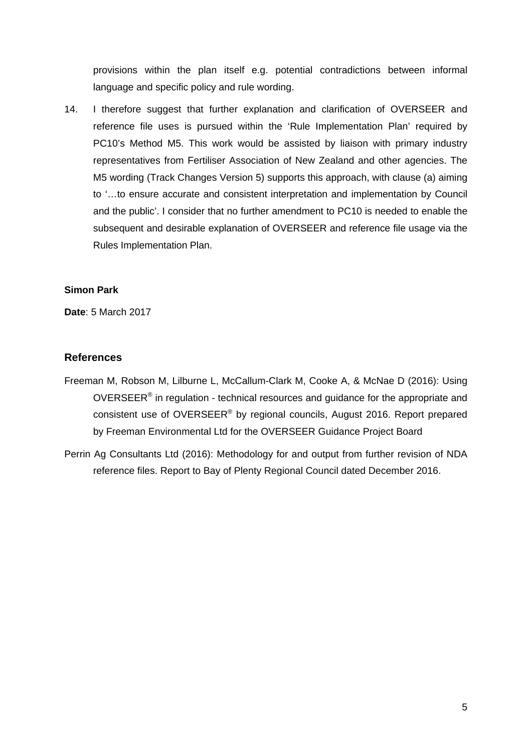provisions within the plan itself e.g. potential contradictions between informal language and specific policy and rule wording.

14. I therefore suggest that further explanation and clarification of OVERSEER and reference file uses is pursued within the 'Rule Implementation Plan' required by PC10's Method M5. This work would be assisted by liaison with primary industry representatives from Fertiliser Association of New Zealand and other agencies. The M5 wording (Track Changes Version 5) supports this approach, with clause (a) aiming to '…to ensure accurate and consistent interpretation and implementation by Council and the public'. I consider that no further amendment to PC10 is needed to enable the subsequent and desirable explanation of OVERSEER and reference file usage via the Rules Implementation Plan.

**Simon Park**

**Date**: 5 March 2017

## References

Freeman M, Robson M, Lilburne L, McCallum-Clark M, Cooke A, & McNae D (2016): Using OVERSEER® in regulation - technical resources and guidance for the appropriate and consistent use of OVERSEER® by regional councils, August 2016. Report prepared by Freeman Environmental Ltd for the OVERSEER Guidance Project Board

Perrin Ag Consultants Ltd (2016): Methodology for and output from further revision of NDA reference files. Report to Bay of Plenty Regional Council dated December 2016.